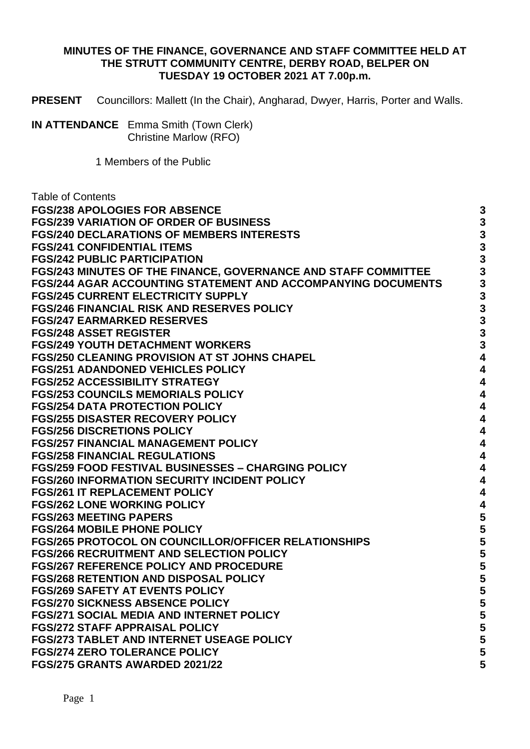**MINUTES OF THE FINANCE, GOVERNANCE AND STAFF COMMITTEE HELD AT THE STRUTT COMMUNITY CENTRE, DERBY ROAD, BELPER ON TUESDAY 19 OCTOBER 2021 AT 7.00p.m.**

**PRESENT** Councillors: Mallett (In the Chair), Angharad, Dwyer, Harris, Porter and Walls.

**IN ATTENDANCE** Emma Smith (Town Clerk)
Christine Marlow (RFO)

1 Members of the Public

Table of Contents

| | |
|---|---|
| **FGS/238 APOLOGIES FOR ABSENCE** | **3** |
| **FGS/239 VARIATION OF ORDER OF BUSINESS** | **3** |
| **FGS/240 DECLARATIONS OF MEMBERS INTERESTS** | **3** |
| **FGS/241 CONFIDENTIAL ITEMS** | **3** |
| **FGS/242 PUBLIC PARTICIPATION** | **3** |
| **FGS/243 MINUTES OF THE FINANCE, GOVERNANCE AND STAFF COMMITTEE** | **3** |
| **FGS/244 AGAR ACCOUNTING STATEMENT AND ACCOMPANYING DOCUMENTS** | **3** |
| **FGS/245 CURRENT ELECTRICITY SUPPLY** | **3** |
| **FGS/246 FINANCIAL RISK AND RESERVES POLICY** | **3** |
| **FGS/247 EARMARKED RESERVES** | **3** |
| **FGS/248 ASSET REGISTER** | **3** |
| **FGS/249 YOUTH DETACHMENT WORKERS** | **3** |
| **FGS/250 CLEANING PROVISION AT ST JOHNS CHAPEL** | **4** |
| **FGS/251 ADANDONED VEHICLES POLICY** | **4** |
| **FGS/252 ACCESSIBILITY STRATEGY** | **4** |
| **FGS/253 COUNCILS MEMORIALS POLICY** | **4** |
| **FGS/254 DATA PROTECTION POLICY** | **4** |
| **FGS/255 DISASTER RECOVERY POLICY** | **4** |
| **FGS/256 DISCRETIONS POLICY** | **4** |
| **FGS/257 FINANCIAL MANAGEMENT POLICY** | **4** |
| **FGS/258 FINANCIAL REGULATIONS** | **4** |
| **FGS/259 FOOD FESTIVAL BUSINESSES – CHARGING POLICY** | **4** |
| **FGS/260 INFORMATION SECURITY INCIDENT POLICY** | **4** |
| **FGS/261 IT REPLACEMENT POLICY** | **4** |
| **FGS/262 LONE WORKING POLICY** | **4** |
| **FGS/263 MEETING PAPERS** | **5** |
| **FGS/264 MOBILE PHONE POLICY** | **5** |
| **FGS/265 PROTOCOL ON COUNCILLOR/OFFICER RELATIONSHIPS** | **5** |
| **FGS/266 RECRUITMENT AND SELECTION POLICY** | **5** |
| **FGS/267 REFERENCE POLICY AND PROCEDURE** | **5** |
| **FGS/268 RETENTION AND DISPOSAL POLICY** | **5** |
| **FGS/269 SAFETY AT EVENTS POLICY** | **5** |
| **FGS/270 SICKNESS ABSENCE POLICY** | **5** |
| **FGS/271 SOCIAL MEDIA AND INTERNET POLICY** | **5** |
| **FGS/272 STAFF APPRAISAL POLICY** | **5** |
| **FGS/273 TABLET AND INTERNET USEAGE POLICY** | **5** |
| **FGS/274 ZERO TOLERANCE POLICY** | **5** |
| **FGS/275 GRANTS AWARDED 2021/22** | **5** |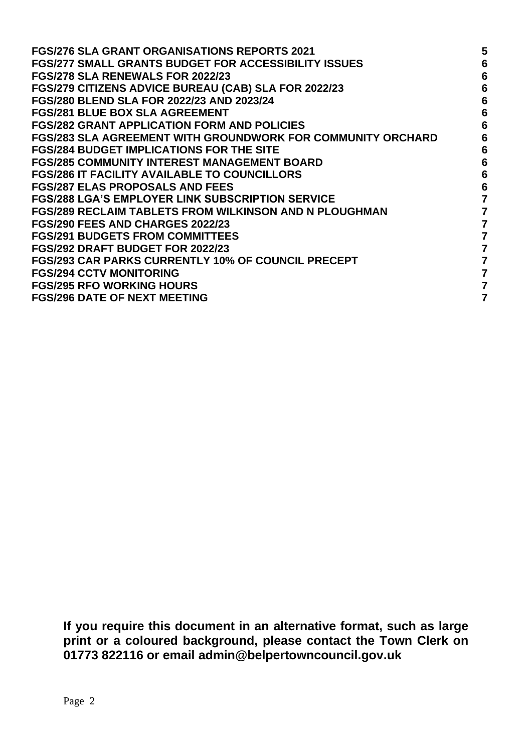| | |
|---|---|
| **FGS/276 SLA GRANT ORGANISATIONS REPORTS 2021** | **5** |
| **FGS/277 SMALL GRANTS BUDGET FOR ACCESSIBILITY ISSUES** | **6** |
| **FGS/278 SLA RENEWALS FOR 2022/23** | **6** |
| **FGS/279 CITIZENS ADVICE BUREAU (CAB) SLA FOR 2022/23** | **6** |
| **FGS/280 BLEND SLA FOR 2022/23 AND 2023/24** | **6** |
| **FGS/281 BLUE BOX SLA AGREEMENT** | **6** |
| **FGS/282 GRANT APPLICATION FORM AND POLICIES** | **6** |
| **FGS/283 SLA AGREEMENT WITH GROUNDWORK FOR COMMUNITY ORCHARD** | **6** |
| **FGS/284 BUDGET IMPLICATIONS FOR THE SITE** | **6** |
| **FGS/285 COMMUNITY INTEREST MANAGEMENT BOARD** | **6** |
| **FGS/286 IT FACILITY AVAILABLE TO COUNCILLORS** | **6** |
| **FGS/287 ELAS PROPOSALS AND FEES** | **6** |
| **FGS/288 LGA'S EMPLOYER LINK SUBSCRIPTION SERVICE** | **7** |
| **FGS/289 RECLAIM TABLETS FROM WILKINSON AND N PLOUGHMAN** | **7** |
| **FGS/290 FEES AND CHARGES 2022/23** | **7** |
| **FGS/291 BUDGETS FROM COMMITTEES** | **7** |
| **FGS/292 DRAFT BUDGET FOR 2022/23** | **7** |
| **FGS/293 CAR PARKS CURRENTLY 10% OF COUNCIL PRECEPT** | **7** |
| **FGS/294 CCTV MONITORING** | **7** |
| **FGS/295 RFO WORKING HOURS** | **7** |
| **FGS/296 DATE OF NEXT MEETING** | **7** |

**If you require this document in an alternative format, such as large print or a coloured background, please contact the Town Clerk on 01773 822116 or email admin@belpertowncouncil.gov.uk**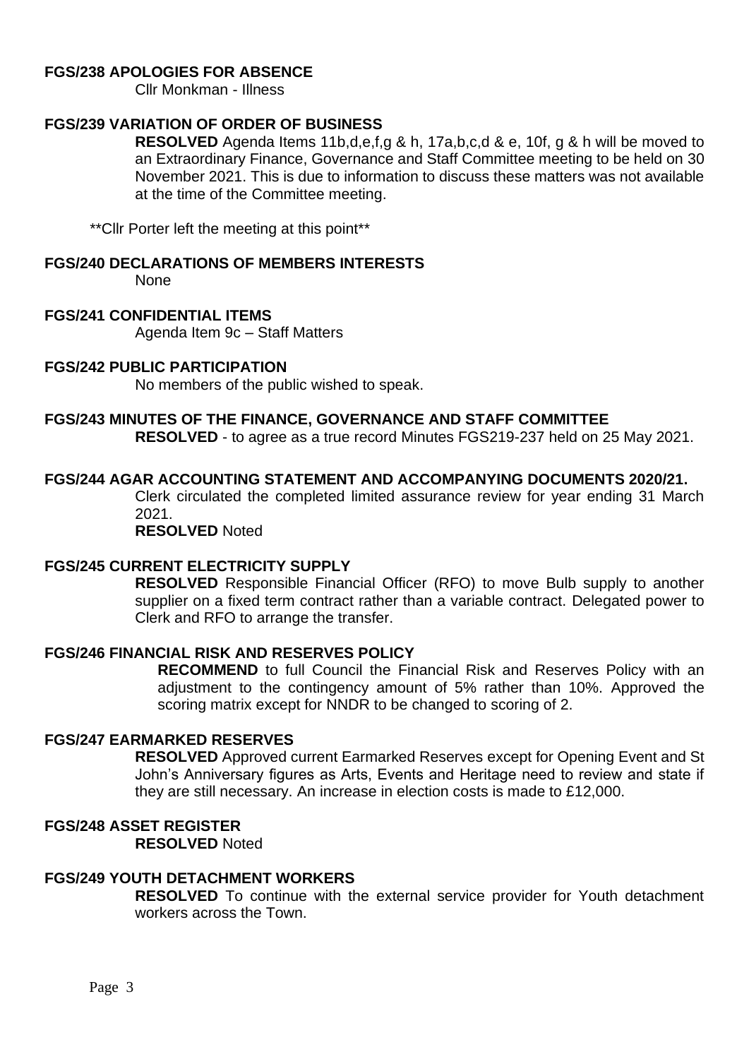**FGS/238 APOLOGIES FOR ABSENCE**

Cllr Monkman - Illness

**FGS/239 VARIATION OF ORDER OF BUSINESS**

**RESOLVED** Agenda Items 11b,d,e,f,g & h, 17a,b,c,d & e, 10f, g & h will be moved to an Extraordinary Finance, Governance and Staff Committee meeting to be held on 30 November 2021. This is due to information to discuss these matters was not available at the time of the Committee meeting.

**Cllr Porter left the meeting at this point**

**FGS/240 DECLARATIONS OF MEMBERS INTERESTS**

None

**FGS/241 CONFIDENTIAL ITEMS**

Agenda Item 9c – Staff Matters

**FGS/242 PUBLIC PARTICIPATION**

No members of the public wished to speak.

**FGS/243 MINUTES OF THE FINANCE, GOVERNANCE AND STAFF COMMITTEE**

**RESOLVED** - to agree as a true record Minutes FGS219-237 held on 25 May 2021.

**FGS/244 AGAR ACCOUNTING STATEMENT AND ACCOMPANYING DOCUMENTS 2020/21.**

Clerk circulated the completed limited assurance review for year ending 31 March 2021.

**RESOLVED** Noted

**FGS/245 CURRENT ELECTRICITY SUPPLY**

**RESOLVED** Responsible Financial Officer (RFO) to move Bulb supply to another supplier on a fixed term contract rather than a variable contract. Delegated power to Clerk and RFO to arrange the transfer.

**FGS/246 FINANCIAL RISK AND RESERVES POLICY**

**RECOMMEND** to full Council the Financial Risk and Reserves Policy with an adjustment to the contingency amount of 5% rather than 10%. Approved the scoring matrix except for NNDR to be changed to scoring of 2.

**FGS/247 EARMARKED RESERVES**

**RESOLVED** Approved current Earmarked Reserves except for Opening Event and St John's Anniversary figures as Arts, Events and Heritage need to review and state if they are still necessary. An increase in election costs is made to £12,000.

**FGS/248 ASSET REGISTER**

**RESOLVED** Noted

**FGS/249 YOUTH DETACHMENT WORKERS**

**RESOLVED** To continue with the external service provider for Youth detachment workers across the Town.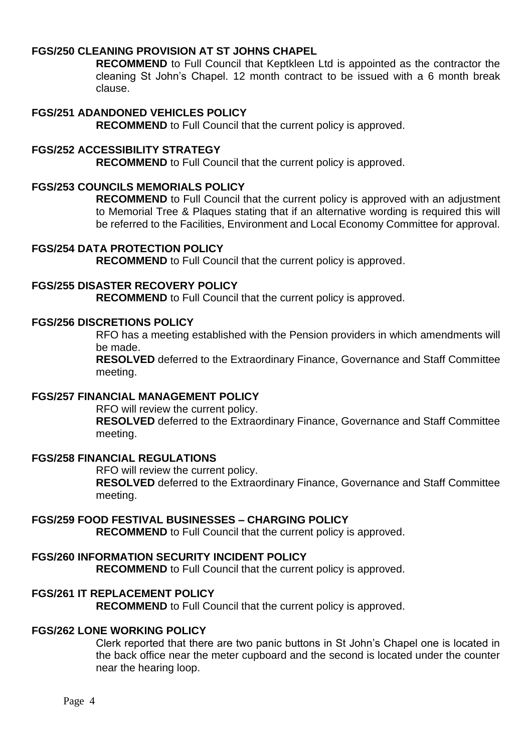**FGS/250 CLEANING PROVISION AT ST JOHNS CHAPEL**

**RECOMMEND** to Full Council that Keptkleen Ltd is appointed as the contractor the cleaning St John's Chapel. 12 month contract to be issued with a 6 month break clause.

**FGS/251 ADANDONED VEHICLES POLICY**

**RECOMMEND** to Full Council that the current policy is approved.

**FGS/252 ACCESSIBILITY STRATEGY**

**RECOMMEND** to Full Council that the current policy is approved.

**FGS/253 COUNCILS MEMORIALS POLICY**

**RECOMMEND** to Full Council that the current policy is approved with an adjustment to Memorial Tree & Plaques stating that if an alternative wording is required this will be referred to the Facilities, Environment and Local Economy Committee for approval.

**FGS/254 DATA PROTECTION POLICY**

**RECOMMEND** to Full Council that the current policy is approved.

**FGS/255 DISASTER RECOVERY POLICY**

**RECOMMEND** to Full Council that the current policy is approved.

**FGS/256 DISCRETIONS POLICY**

RFO has a meeting established with the Pension providers in which amendments will be made.

**RESOLVED** deferred to the Extraordinary Finance, Governance and Staff Committee meeting.

**FGS/257 FINANCIAL MANAGEMENT POLICY**

RFO will review the current policy.

**RESOLVED** deferred to the Extraordinary Finance, Governance and Staff Committee meeting.

**FGS/258 FINANCIAL REGULATIONS**

RFO will review the current policy.

**RESOLVED** deferred to the Extraordinary Finance, Governance and Staff Committee meeting.

**FGS/259 FOOD FESTIVAL BUSINESSES – CHARGING POLICY**

**RECOMMEND** to Full Council that the current policy is approved.

**FGS/260 INFORMATION SECURITY INCIDENT POLICY**

**RECOMMEND** to Full Council that the current policy is approved.

**FGS/261 IT REPLACEMENT POLICY**

**RECOMMEND** to Full Council that the current policy is approved.

**FGS/262 LONE WORKING POLICY**

Clerk reported that there are two panic buttons in St John's Chapel one is located in the back office near the meter cupboard and the second is located under the counter near the hearing loop.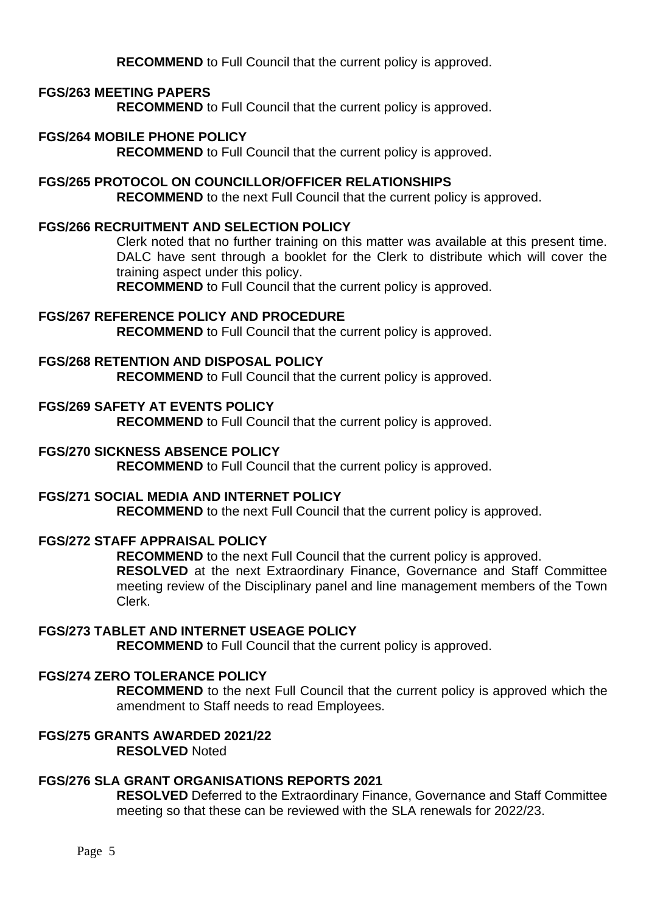**RECOMMEND** to Full Council that the current policy is approved.

**FGS/263 MEETING PAPERS**

**RECOMMEND** to Full Council that the current policy is approved.

**FGS/264 MOBILE PHONE POLICY**

**RECOMMEND** to Full Council that the current policy is approved.

**FGS/265 PROTOCOL ON COUNCILLOR/OFFICER RELATIONSHIPS**

**RECOMMEND** to the next Full Council that the current policy is approved.

**FGS/266 RECRUITMENT AND SELECTION POLICY**

Clerk noted that no further training on this matter was available at this present time. DALC have sent through a booklet for the Clerk to distribute which will cover the training aspect under this policy.

**RECOMMEND** to Full Council that the current policy is approved.

**FGS/267 REFERENCE POLICY AND PROCEDURE**

**RECOMMEND** to Full Council that the current policy is approved.

**FGS/268 RETENTION AND DISPOSAL POLICY**

**RECOMMEND** to Full Council that the current policy is approved.

**FGS/269 SAFETY AT EVENTS POLICY**

**RECOMMEND** to Full Council that the current policy is approved.

**FGS/270 SICKNESS ABSENCE POLICY**

**RECOMMEND** to Full Council that the current policy is approved.

**FGS/271 SOCIAL MEDIA AND INTERNET POLICY**

**RECOMMEND** to the next Full Council that the current policy is approved.

**FGS/272 STAFF APPRAISAL POLICY**

**RECOMMEND** to the next Full Council that the current policy is approved.

**RESOLVED** at the next Extraordinary Finance, Governance and Staff Committee meeting review of the Disciplinary panel and line management members of the Town Clerk.

**FGS/273 TABLET AND INTERNET USEAGE POLICY**

**RECOMMEND** to Full Council that the current policy is approved.

**FGS/274 ZERO TOLERANCE POLICY**

**RECOMMEND** to the next Full Council that the current policy is approved which the amendment to Staff needs to read Employees.

**FGS/275 GRANTS AWARDED 2021/22**

**RESOLVED** Noted

**FGS/276 SLA GRANT ORGANISATIONS REPORTS 2021**

**RESOLVED** Deferred to the Extraordinary Finance, Governance and Staff Committee meeting so that these can be reviewed with the SLA renewals for 2022/23.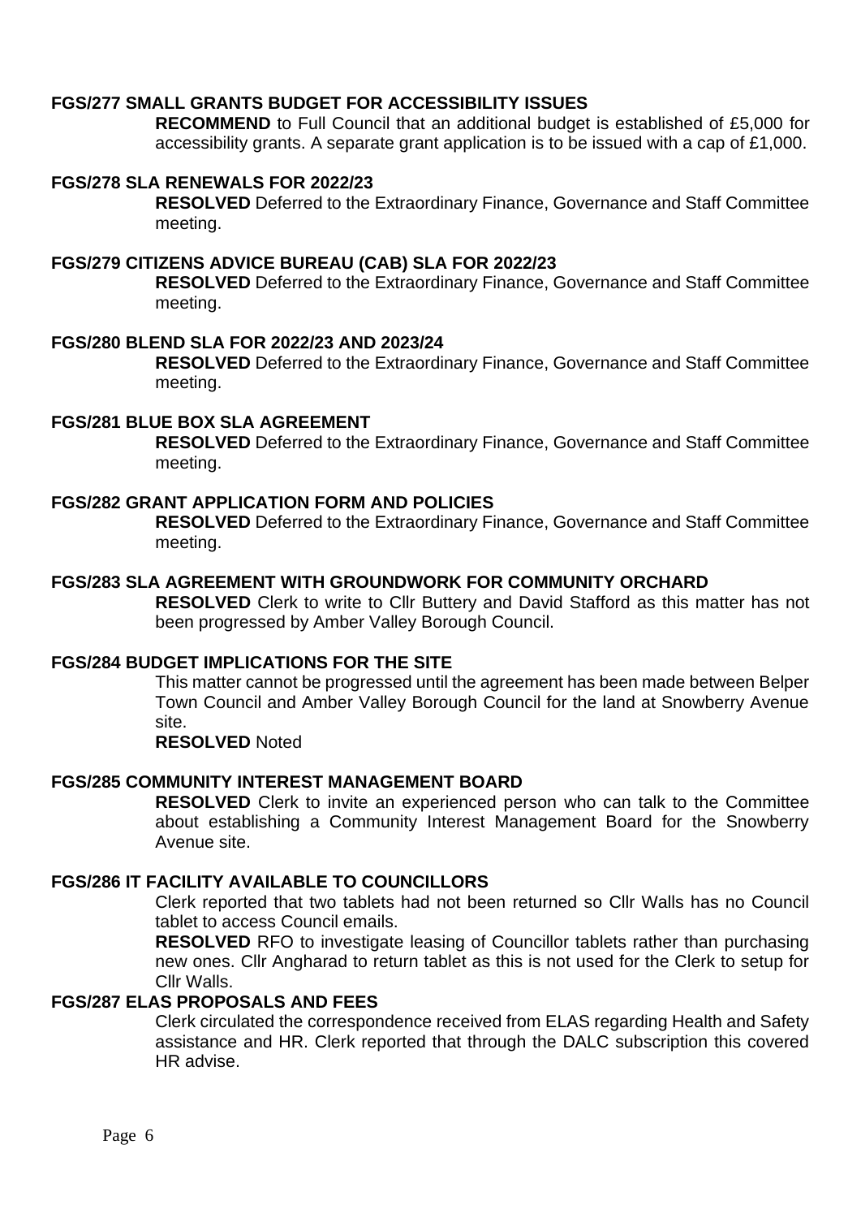**FGS/277 SMALL GRANTS BUDGET FOR ACCESSIBILITY ISSUES**

**RECOMMEND** to Full Council that an additional budget is established of £5,000 for accessibility grants. A separate grant application is to be issued with a cap of £1,000.

**FGS/278 SLA RENEWALS FOR 2022/23**

**RESOLVED** Deferred to the Extraordinary Finance, Governance and Staff Committee meeting.

**FGS/279 CITIZENS ADVICE BUREAU (CAB) SLA FOR 2022/23**

**RESOLVED** Deferred to the Extraordinary Finance, Governance and Staff Committee meeting.

**FGS/280 BLEND SLA FOR 2022/23 AND 2023/24**

**RESOLVED** Deferred to the Extraordinary Finance, Governance and Staff Committee meeting.

**FGS/281 BLUE BOX SLA AGREEMENT**

**RESOLVED** Deferred to the Extraordinary Finance, Governance and Staff Committee meeting.

**FGS/282 GRANT APPLICATION FORM AND POLICIES**

**RESOLVED** Deferred to the Extraordinary Finance, Governance and Staff Committee meeting.

**FGS/283 SLA AGREEMENT WITH GROUNDWORK FOR COMMUNITY ORCHARD**

**RESOLVED** Clerk to write to Cllr Buttery and David Stafford as this matter has not been progressed by Amber Valley Borough Council.

**FGS/284 BUDGET IMPLICATIONS FOR THE SITE**

This matter cannot be progressed until the agreement has been made between Belper Town Council and Amber Valley Borough Council for the land at Snowberry Avenue site.

**RESOLVED** Noted

**FGS/285 COMMUNITY INTEREST MANAGEMENT BOARD**

**RESOLVED** Clerk to invite an experienced person who can talk to the Committee about establishing a Community Interest Management Board for the Snowberry Avenue site.

**FGS/286 IT FACILITY AVAILABLE TO COUNCILLORS**

Clerk reported that two tablets had not been returned so Cllr Walls has no Council tablet to access Council emails.

**RESOLVED** RFO to investigate leasing of Councillor tablets rather than purchasing new ones. Cllr Angharad to return tablet as this is not used for the Clerk to setup for Cllr Walls.

**FGS/287 ELAS PROPOSALS AND FEES**

Clerk circulated the correspondence received from ELAS regarding Health and Safety assistance and HR. Clerk reported that through the DALC subscription this covered HR advise.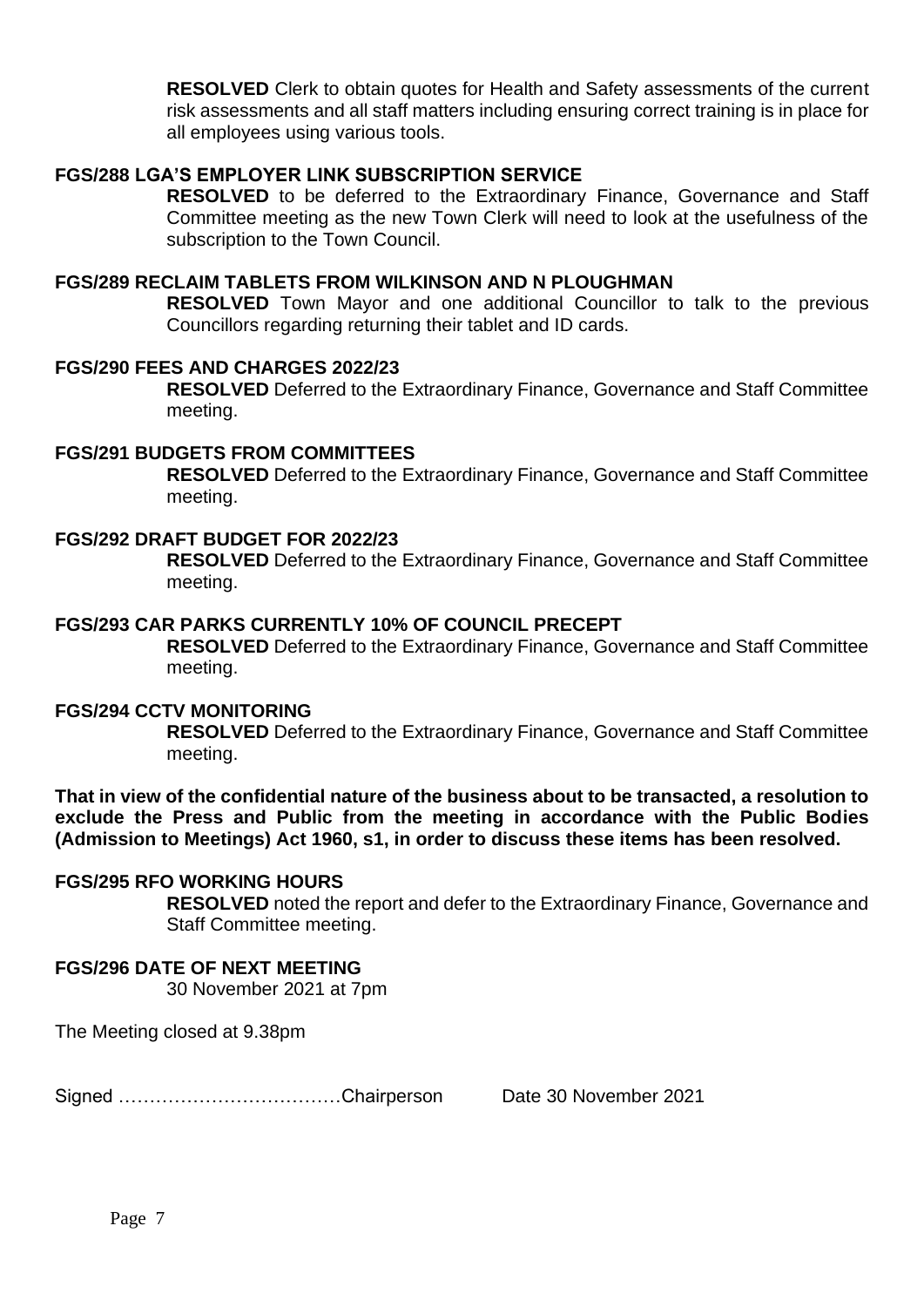**RESOLVED** Clerk to obtain quotes for Health and Safety assessments of the current risk assessments and all staff matters including ensuring correct training is in place for all employees using various tools.

### FGS/288 LGA'S EMPLOYER LINK SUBSCRIPTION SERVICE

**RESOLVED** to be deferred to the Extraordinary Finance, Governance and Staff Committee meeting as the new Town Clerk will need to look at the usefulness of the subscription to the Town Council.

### FGS/289 RECLAIM TABLETS FROM WILKINSON AND N PLOUGHMAN

**RESOLVED** Town Mayor and one additional Councillor to talk to the previous Councillors regarding returning their tablet and ID cards.

### FGS/290 FEES AND CHARGES 2022/23

**RESOLVED** Deferred to the Extraordinary Finance, Governance and Staff Committee meeting.

### FGS/291 BUDGETS FROM COMMITTEES

**RESOLVED** Deferred to the Extraordinary Finance, Governance and Staff Committee meeting.

### FGS/292 DRAFT BUDGET FOR 2022/23

**RESOLVED** Deferred to the Extraordinary Finance, Governance and Staff Committee meeting.

### FGS/293 CAR PARKS CURRENTLY 10% OF COUNCIL PRECEPT

**RESOLVED** Deferred to the Extraordinary Finance, Governance and Staff Committee meeting.

### FGS/294 CCTV MONITORING

**RESOLVED** Deferred to the Extraordinary Finance, Governance and Staff Committee meeting.

**That in view of the confidential nature of the business about to be transacted, a resolution to exclude the Press and Public from the meeting in accordance with the Public Bodies (Admission to Meetings) Act 1960, s1, in order to discuss these items has been resolved.**

### FGS/295 RFO WORKING HOURS

**RESOLVED** noted the report and defer to the Extraordinary Finance, Governance and Staff Committee meeting.

### FGS/296 DATE OF NEXT MEETING

30 November 2021 at 7pm

The Meeting closed at 9.38pm

Signed ………………………………Chairperson Date 30 November 2021